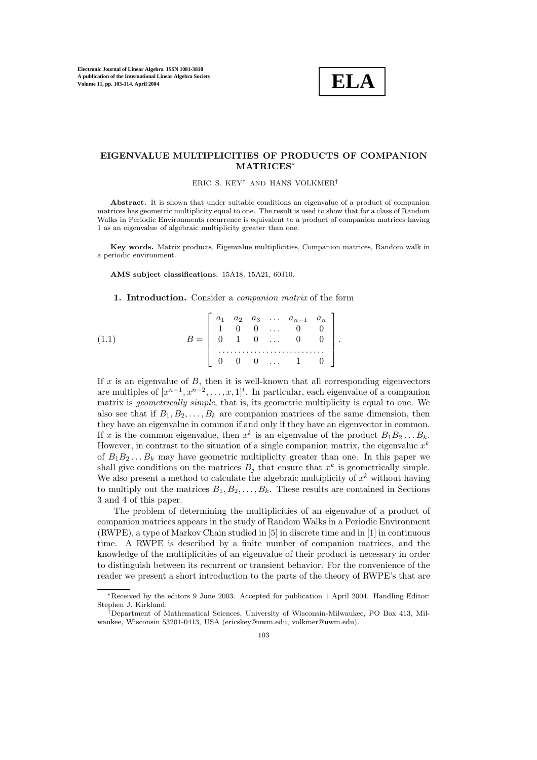# EIGENVALUE MULTIPLICITIES OF PRODUCTS OF COMPANION MATRICES*

ERIC S. KEY[†] AND HANS VOLKMER[†]

**Abstract.** It is shown that under suitable conditions an eigenvalue of a product of companion matrices has geometric multiplicity equal to one. The result is used to show that for a class of Random Walks in Periodic Environments recurrence is equivalent to a product of companion matrices having 1 as an eigenvalue of algebraic multiplicity greater than one.

**Key words.** Matrix products, Eigenvalue multiplicities, Companion matrices, Random walk in a periodic environment.

**AMS subject classifications.** 15A18, 15A21, 60J10.

**1. Introduction.** Consider a *companion matrix* of the form

$$
B = \begin{bmatrix} a_1 & a_2 & a_3 & \dots & a_{n-1} & a_n \\ 1 & 0 & 0 & \dots & 0 & 0 \\ 0 & 1 & 0 & \dots & 0 & 0 \\ \dots & \dots & \dots & \dots & \dots & \dots \\ 0 & 0 & 0 & \dots & 1 & 0 \end{bmatrix}. \tag{1.1}
$$

If $x$ is an eigenvalue of $B$, then it is well-known that all corresponding eigenvectors are multiples of $[x^{n-1}, x^{n-2}, \dots, x, 1]^t$. In particular, each eigenvalue of a companion matrix is *geometrically simple*, that is, its geometric multiplicity is equal to one. We also see that if $B_1, B_2, \dots, B_k$ are companion matrices of the same dimension, then they have an eigenvalue in common if and only if they have an eigenvector in common. If $x$ is the common eigenvalue, then $x^k$ is an eigenvalue of the product $B_1 B_2 \dots B_k$. However, in contrast to the situation of a single companion matrix, the eigenvalue $x^k$ of $B_1 B_2 \dots B_k$ may have geometric multiplicity greater than one. In this paper we shall give conditions on the matrices $B_j$ that ensure that $x^k$ is geometrically simple. We also present a method to calculate the algebraic multiplicity of $x^k$ without having to multiply out the matrices $B_1, B_2, \dots, B_k$. These results are contained in Sections 3 and 4 of this paper.

The problem of determining the multiplicities of an eigenvalue of a product of companion matrices appears in the study of Random Walks in a Periodic Environment (RWPE), a type of Markov Chain studied in [5] in discrete time and in [1] in continuous time. A RWPE is described by a finite number of companion matrices, and the knowledge of the multiplicities of an eigenvalue of their product is necessary in order to distinguish between its recurrent or transient behavior. For the convenience of the reader we present a short introduction to the parts of the theory of RWPE's that are

---

*Received by the editors 9 June 2003. Accepted for publication 1 April 2004. Handling Editor: Stephen J. Kirkland.

†Department of Mathematical Sciences, University of Wisconsin-Milwaukee, PO Box 413, Milwaukee, Wisconsin 53201-0413, USA (ericskey@uwm.edu, volkmer@uwm.edu).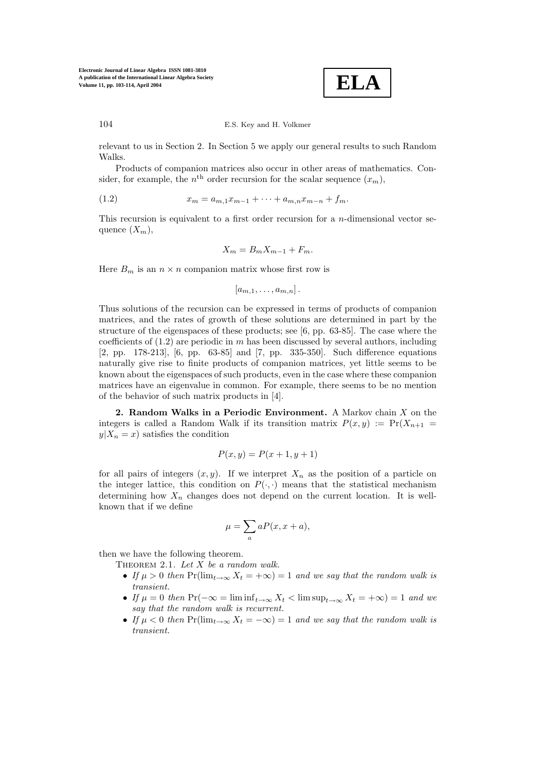relevant to us in Section 2. In Section 5 we apply our general results to such Random Walks.

Products of companion matrices also occur in other areas of mathematics. Consider, for example, the $n^{\text{th}}$ order recursion for the scalar sequence $(x_m)$,

$$x_m = a_{m,1}x_{m-1} + \cdots + a_{m,n}x_{m-n} + f_m. \tag{1.2}$$

This recursion is equivalent to a first order recursion for a $n$-dimensional vector sequence $(X_m)$,

$$X_m = B_m X_{m-1} + F_m.$$

Here $B_m$ is an $n \times n$ companion matrix whose first row is

$$[a_{m,1}, \ldots, a_{m,n}].$$

Thus solutions of the recursion can be expressed in terms of products of companion matrices, and the rates of growth of these solutions are determined in part by the structure of the eigenspaces of these products; see [6, pp. 63-85]. The case where the coefficients of (1.2) are periodic in $m$ has been discussed by several authors, including [2, pp. 178-213], [6, pp. 63-85] and [7, pp. 335-350]. Such difference equations naturally give rise to finite products of companion matrices, yet little seems to be known about the eigenspaces of such products, even in the case where these companion matrices have an eigenvalue in common. For example, there seems to be no mention of the behavior of such matrix products in [4].

**2. Random Walks in a Periodic Environment.** A Markov chain $X$ on the integers is called a Random Walk if its transition matrix $P(x, y) := \Pr(X_{n+1} = y | X_n = x)$ satisfies the condition

$$P(x, y) = P(x + 1, y + 1)$$

for all pairs of integers $(x, y)$. If we interpret $X_n$ as the position of a particle on the integer lattice, this condition on $P(\cdot, \cdot)$ means that the statistical mechanism determining how $X_n$ changes does not depend on the current location. It is well-known that if we define

$$\mu = \sum_a aP(x, x + a),$$

then we have the following theorem.

Theorem 2.1. *Let $X$ be a random walk.*

- *If $\mu > 0$ then $\Pr(\lim_{t\to\infty} X_t = +\infty) = 1$ and we say that the random walk is transient.*
- *If $\mu = 0$ then $\Pr(-\infty = \liminf_{t\to\infty} X_t < \limsup_{t\to\infty} X_t = +\infty) = 1$ and we say that the random walk is recurrent.*
- *If $\mu < 0$ then $\Pr(\lim_{t\to\infty} X_t = -\infty) = 1$ and we say that the random walk is transient.*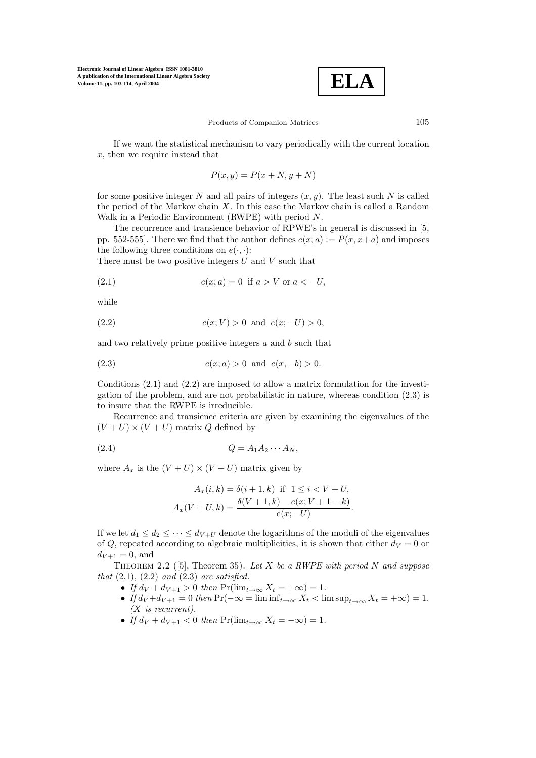If we want the statistical mechanism to vary periodically with the current location $x$, then we require instead that

$$P(x, y) = P(x + N, y + N)$$

for some positive integer $N$ and all pairs of integers $(x, y)$. The least such $N$ is called the period of the Markov chain $X$. In this case the Markov chain is called a Random Walk in a Periodic Environment (RWPE) with period $N$.

The recurrence and transience behavior of RPWE's in general is discussed in [5, pp. 552-555]. There we find that the author defines $e(x; a) := P(x, x+a)$ and imposes the following three conditions on $e(\cdot, \cdot)$:
There must be two positive integers $U$ and $V$ such that

$$e(x; a) = 0 \text{ if } a > V \text{ or } a < -U, \tag{2.1}$$

while

$$e(x; V) > 0 \text{ and } e(x; -U) > 0, \tag{2.2}$$

and two relatively prime positive integers $a$ and $b$ such that

$$e(x; a) > 0 \text{ and } e(x, -b) > 0. \tag{2.3}$$

Conditions (2.1) and (2.2) are imposed to allow a matrix formulation for the investigation of the problem, and are not probabilistic in nature, whereas condition (2.3) is to insure that the RWPE is irreducible.

Recurrence and transience criteria are given by examining the eigenvalues of the $(V + U) \times (V + U)$ matrix $Q$ defined by

$$Q = A_1 A_2 \cdots A_N, \tag{2.4}$$

where $A_x$ is the $(V + U) \times (V + U)$ matrix given by

$$A_x(i, k) = \delta(i + 1, k) \text{ if } 1 \leq i < V + U,$$
$$A_x(V + U, k) = \frac{\delta(V + 1, k) - e(x; V + 1 - k)}{e(x; -U)}.$$

If we let $d_1 \leq d_2 \leq \cdots \leq d_{V+U}$ denote the logarithms of the moduli of the eigenvalues of $Q$, repeated according to algebraic multiplicities, it is shown that either $d_V = 0$ or $d_{V+1} = 0$, and

THEOREM 2.2 ([5], Theorem 35). *Let $X$ be a RWPE with period $N$ and suppose that* (2.1), (2.2) *and* (2.3) *are satisfied.*

- *If $d_V + d_{V+1} > 0$ then* $\Pr(\lim_{t\to\infty} X_t = +\infty) = 1$.
- *If $d_V + d_{V+1} = 0$ then* $\Pr(-\infty = \liminf_{t\to\infty} X_t < \limsup_{t\to\infty} X_t = +\infty) = 1$. *($X$ is recurrent).*
- *If $d_V + d_{V+1} < 0$ then* $\Pr(\lim_{t\to\infty} X_t = -\infty) = 1$.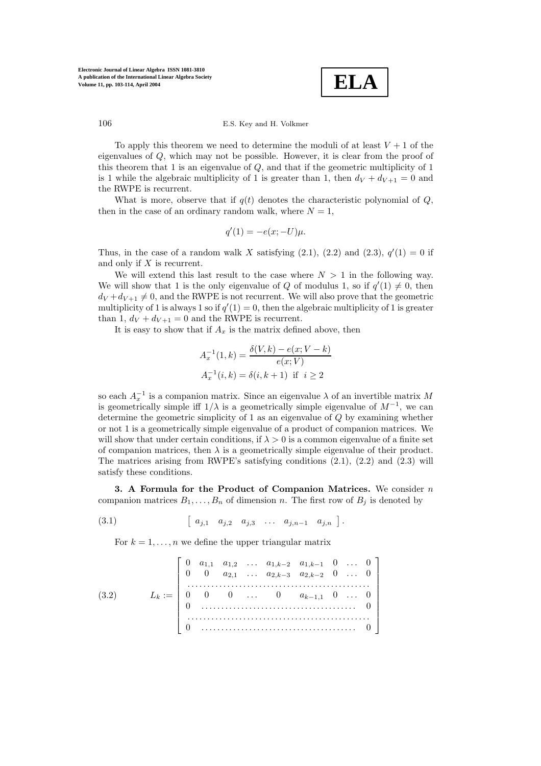To apply this theorem we need to determine the moduli of at least $V+1$ of the eigenvalues of $Q$, which may not be possible. However, it is clear from the proof of this theorem that 1 is an eigenvalue of $Q$, and that if the geometric multiplicity of 1 is 1 while the algebraic multiplicity of 1 is greater than 1, then $d_V + d_{V+1} = 0$ and the RWPE is recurrent.

What is more, observe that if $q(t)$ denotes the characteristic polynomial of $Q$, then in the case of an ordinary random walk, where $N = 1$,

$$q'(1) = -e(x; -U)\mu.$$

Thus, in the case of a random walk $X$ satisfying (2.1), (2.2) and (2.3), $q'(1) = 0$ if and only if $X$ is recurrent.

We will extend this last result to the case where $N > 1$ in the following way. We will show that 1 is the only eigenvalue of $Q$ of modulus 1, so if $q'(1) \neq 0$, then $d_V + d_{V+1} \neq 0$, and the RWPE is not recurrent. We will also prove that the geometric multiplicity of 1 is always 1 so if $q'(1) = 0$, then the algebraic multiplicity of 1 is greater than 1, $d_V + d_{V+1} = 0$ and the RWPE is recurrent.

It is easy to show that if $A_x$ is the matrix defined above, then

$$A_x^{-1}(1, k) = \frac{\delta(V, k) - e(x; V - k)}{e(x; V)}$$

$$A_x^{-1}(i, k) = \delta(i, k+1) \text{ if } i \geq 2$$

so each $A_x^{-1}$ is a companion matrix. Since an eigenvalue $\lambda$ of an invertible matrix $M$ is geometrically simple iff $1/\lambda$ is a geometrically simple eigenvalue of $M^{-1}$, we can determine the geometric simplicity of 1 as an eigenvalue of $Q$ by examining whether or not 1 is a geometrically simple eigenvalue of a product of companion matrices. We will show that under certain conditions, if $\lambda > 0$ is a common eigenvalue of a finite set of companion matrices, then $\lambda$ is a geometrically simple eigenvalue of their product. The matrices arising from RWPE's satisfying conditions (2.1), (2.2) and (2.3) will satisfy these conditions.

**3. A Formula for the Product of Companion Matrices.** We consider $n$ companion matrices $B_1, \ldots, B_n$ of dimension $n$. The first row of $B_j$ is denoted by

$$\begin{bmatrix} a_{j,1} & a_{j,2} & a_{j,3} & \ldots & a_{j,n-1} & a_{j,n} \end{bmatrix}. \tag{3.1}$$

For $k = 1, \ldots, n$ we define the upper triangular matrix

$$L_k := \begin{bmatrix} 0 & a_{1,1} & a_{1,2} & \ldots & a_{1,k-2} & a_{1,k-1} & 0 & \ldots & 0 \\ 0 & 0 & a_{2,1} & \ldots & a_{2,k-3} & a_{2,k-2} & 0 & \ldots & 0 \\ \cdots & \cdots & \cdots & \cdots & \cdots & \cdots & \cdots & \cdots & \cdots \\ 0 & 0 & 0 & \ldots & 0 & a_{k-1,1} & 0 & \ldots & 0 \\ 0 & \cdots & \cdots & \cdots & \cdots & \cdots & \cdots & \cdots & 0 \\ \cdots & \cdots & \cdots & \cdots & \cdots & \cdots & \cdots & \cdots & \cdots \\ 0 & \cdots & \cdots & \cdots & \cdots & \cdots & \cdots & \cdots & 0 \end{bmatrix} \tag{3.2}$$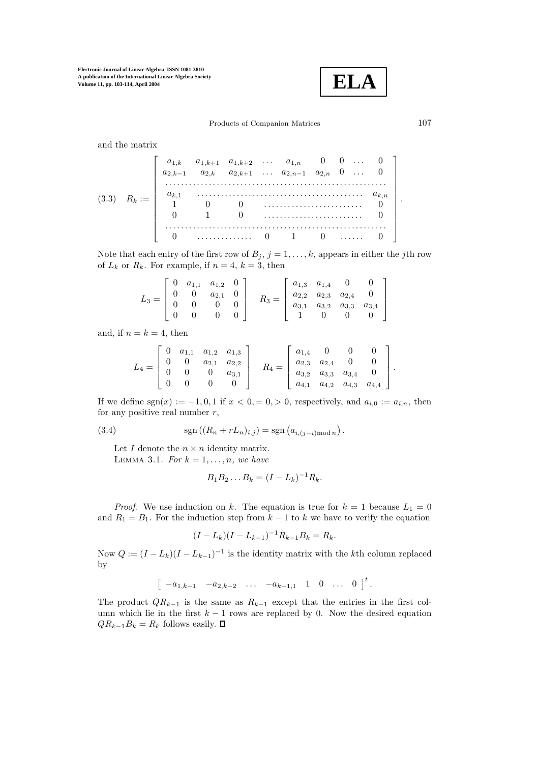and the matrix

$$
(3.3) \quad R_k := \begin{bmatrix}
a_{1,k} & a_{1,k+1} & a_{1,k+2} & \dots & a_{1,n} & 0 & 0 & \dots & 0 \\
a_{2,k-1} & a_{2,k} & a_{2,k+1} & \dots & a_{2,n-1} & a_{2,n} & 0 & \dots & 0 \\
\dots & \dots & \dots & \dots & \dots & \dots & \dots & \dots & \dots \\
a_{k,1} & \dots & \dots & \dots & \dots & \dots & \dots & \dots & a_{k,n} \\
1 & 0 & 0 & \dots & \dots & \dots & \dots & \dots & 0 \\
0 & 1 & 0 & \dots & \dots & \dots & \dots & \dots & 0 \\
\dots & \dots & \dots & \dots & \dots & \dots & \dots & \dots & \dots \\
0 & \dots & \dots & 0 & 1 & 0 & \dots & \dots & 0
\end{bmatrix}.
$$

Note that each entry of the first row of $B_j$, $j = 1, \dots, k$, appears in either the $j$th row of $L_k$ or $R_k$. For example, if $n = 4$, $k = 3$, then

$$
L_3 = \begin{bmatrix} 0 & a_{1,1} & a_{1,2} & 0 \\ 0 & 0 & a_{2,1} & 0 \\ 0 & 0 & 0 & 0 \\ 0 & 0 & 0 & 0 \end{bmatrix} \quad R_3 = \begin{bmatrix} a_{1,3} & a_{1,4} & 0 & 0 \\ a_{2,2} & a_{2,3} & a_{2,4} & 0 \\ a_{3,1} & a_{3,2} & a_{3,3} & a_{3,4} \\ 1 & 0 & 0 & 0 \end{bmatrix}
$$

and, if $n = k = 4$, then

$$
L_4 = \begin{bmatrix} 0 & a_{1,1} & a_{1,2} & a_{1,3} \\ 0 & 0 & a_{2,1} & a_{2,2} \\ 0 & 0 & 0 & a_{3,1} \\ 0 & 0 & 0 & 0 \end{bmatrix} \quad R_4 = \begin{bmatrix} a_{1,4} & 0 & 0 & 0 \\ a_{2,3} & a_{2,4} & 0 & 0 \\ a_{3,2} & a_{3,3} & a_{3,4} & 0 \\ a_{4,1} & a_{4,2} & a_{4,3} & a_{4,4} \end{bmatrix}.
$$

If we define $\operatorname{sgn}(x) := -1, 0, 1$ if $x < 0, = 0, > 0$, respectively, and $a_{i,0} := a_{i,n}$, then for any positive real number $r$,

$$
(3.4) \qquad \operatorname{sgn}\left((R_n + rL_n)_{i,j}\right) = \operatorname{sgn}\left(a_{i,(j-i) \bmod n}\right).
$$

Let $I$ denote the $n \times n$ identity matrix.

LEMMA 3.1. *For $k = 1, \dots, n$, we have*

$$
B_1 B_2 \dots B_k = (I - L_k)^{-1} R_k.
$$

*Proof.* We use induction on $k$. The equation is true for $k = 1$ because $L_1 = 0$ and $R_1 = B_1$. For the induction step from $k-1$ to $k$ we have to verify the equation

$$
(I - L_k)(I - L_{k-1})^{-1} R_{k-1} B_k = R_k.
$$

Now $Q := (I - L_k)(I - L_{k-1})^{-1}$ is the identity matrix with the $k$th column replaced by

$$
\begin{bmatrix} -a_{1,k-1} & -a_{2,k-2} & \dots & -a_{k-1,1} & 1 & 0 & \dots & 0 \end{bmatrix}^t.
$$

The product $QR_{k-1}$ is the same as $R_{k-1}$ except that the entries in the first column which lie in the first $k-1$ rows are replaced by 0. Now the desired equation $QR_{k-1}B_k = R_k$ follows easily. $\square$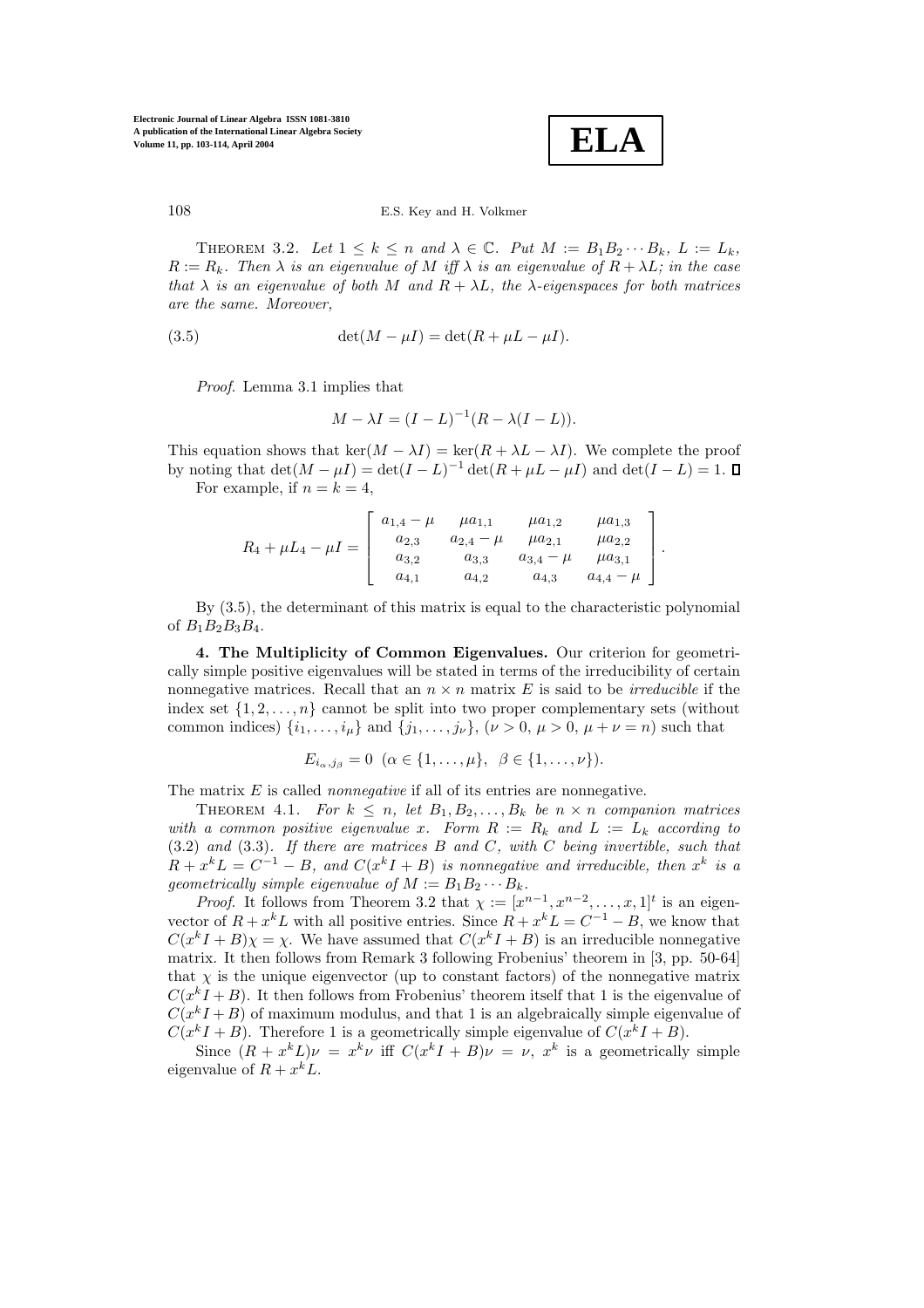THEOREM 3.2. *Let $1 \le k \le n$ and $\lambda \in \mathbb{C}$. Put $M := B_1 B_2 \cdots B_k$, $L := L_k$, $R := R_k$. Then $\lambda$ is an eigenvalue of $M$ iff $\lambda$ is an eigenvalue of $R + \lambda L$; in the case that $\lambda$ is an eigenvalue of both $M$ and $R + \lambda L$, the $\lambda$-eigenspaces for both matrices are the same. Moreover,*

$$\det(M - \mu I) = \det(R + \mu L - \mu I). \tag{3.5}$$

*Proof*. Lemma 3.1 implies that

$$M - \lambda I = (I - L)^{-1}(R - \lambda(I - L)).$$

This equation shows that $\ker(M - \lambda I) = \ker(R + \lambda L - \lambda I)$. We complete the proof by noting that $\det(M - \mu I) = \det(I - L)^{-1} \det(R + \mu L - \mu I)$ and $\det(I - L) = 1$. ∎

For example, if $n = k = 4$,

$$R_4 + \mu L_4 - \mu I = \begin{bmatrix} a_{1,4} - \mu & \mu a_{1,1} & \mu a_{1,2} & \mu a_{1,3} \\ a_{2,3} & a_{2,4} - \mu & \mu a_{2,1} & \mu a_{2,2} \\ a_{3,2} & a_{3,3} & a_{3,4} - \mu & \mu a_{3,1} \\ a_{4,1} & a_{4,2} & a_{4,3} & a_{4,4} - \mu \end{bmatrix}.$$

By (3.5), the determinant of this matrix is equal to the characteristic polynomial of $B_1 B_2 B_3 B_4$.

**4. The Multiplicity of Common Eigenvalues.** Our criterion for geometrically simple positive eigenvalues will be stated in terms of the irreducibility of certain nonnegative matrices. Recall that an $n \times n$ matrix $E$ is said to be *irreducible* if the index set $\{1, 2, \ldots, n\}$ cannot be split into two proper complementary sets (without common indices) $\{i_1, \ldots, i_\mu\}$ and $\{j_1, \ldots, j_\nu\}$, $(\nu > 0,\ \mu > 0,\ \mu + \nu = n)$ such that

$$E_{i_\alpha, j_\beta} = 0 \ \ (\alpha \in \{1, \ldots, \mu\},\ \ \beta \in \{1, \ldots, \nu\}).$$

The matrix $E$ is called *nonnegative* if all of its entries are nonnegative.

THEOREM 4.1. *For $k \le n$, let $B_1, B_2, \ldots, B_k$ be $n \times n$ companion matrices with a common positive eigenvalue $x$. Form $R := R_k$ and $L := L_k$ according to (3.2) and (3.3). If there are matrices $B$ and $C$, with $C$ being invertible, such that $R + x^k L = C^{-1} - B$, and $C(x^k I + B)$ is nonnegative and irreducible, then $x^k$ is a geometrically simple eigenvalue of $M := B_1 B_2 \cdots B_k$.*

*Proof*. It follows from Theorem 3.2 that $\chi := [x^{n-1}, x^{n-2}, \ldots, x, 1]^t$ is an eigenvector of $R + x^k L$ with all positive entries. Since $R + x^k L = C^{-1} - B$, we know that $C(x^k I + B)\chi = \chi$. We have assumed that $C(x^k I + B)$ is an irreducible nonnegative matrix. It then follows from Remark 3 following Frobenius' theorem in [3, pp. 50-64] that $\chi$ is the unique eigenvector (up to constant factors) of the nonnegative matrix $C(x^k I + B)$. It then follows from Frobenius' theorem itself that 1 is the eigenvalue of $C(x^k I + B)$ of maximum modulus, and that 1 is an algebraically simple eigenvalue of $C(x^k I + B)$. Therefore 1 is a geometrically simple eigenvalue of $C(x^k I + B)$.

Since $(R + x^k L)\nu = x^k \nu$ iff $C(x^k I + B)\nu = \nu$, $x^k$ is a geometrically simple eigenvalue of $R + x^k L$.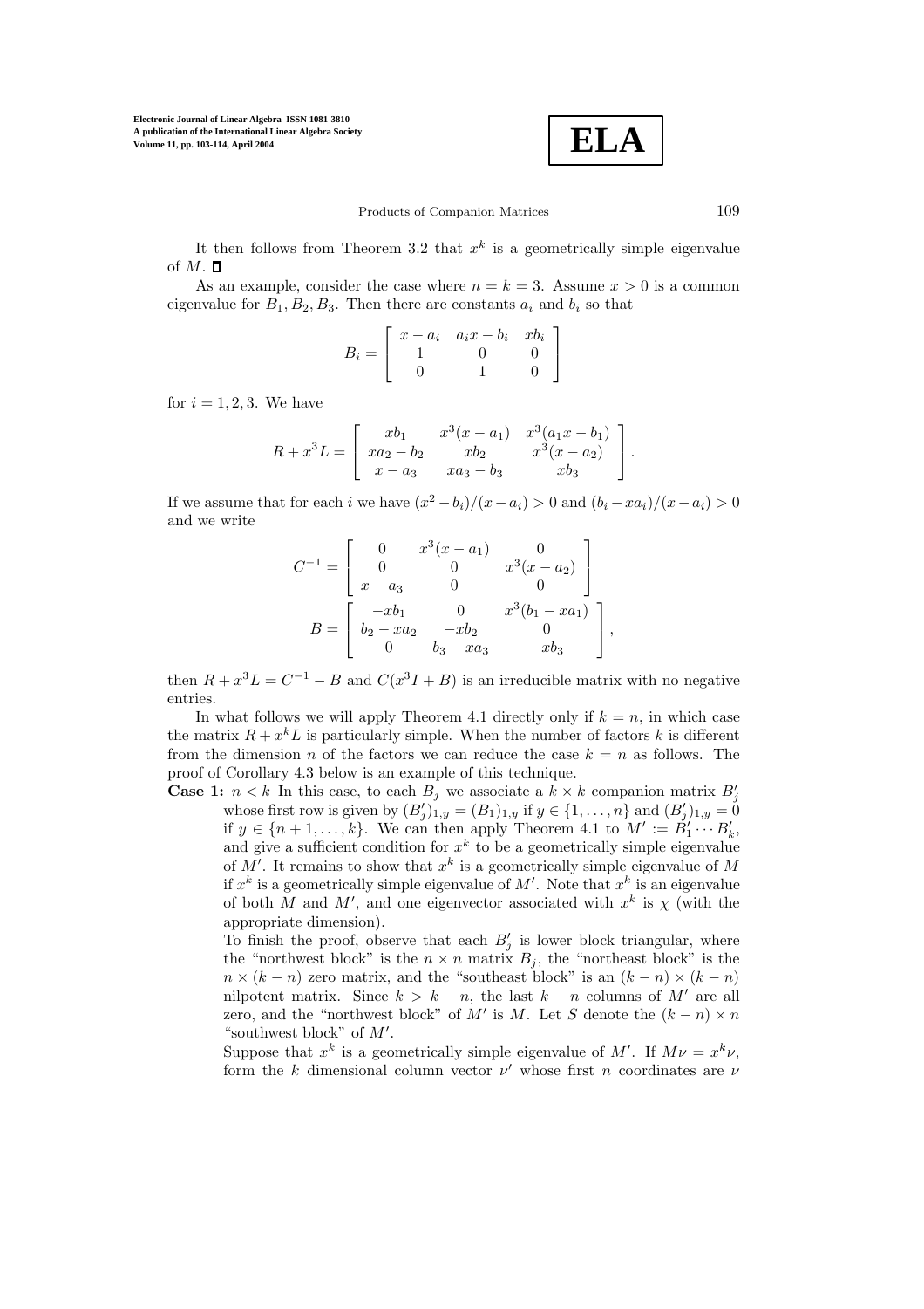It then follows from Theorem 3.2 that $x^k$ is a geometrically simple eigenvalue of $M$. $\square$

As an example, consider the case where $n = k = 3$. Assume $x > 0$ is a common eigenvalue for $B_1, B_2, B_3$. Then there are constants $a_i$ and $b_i$ so that

$$B_i = \begin{bmatrix} x - a_i & a_i x - b_i & x b_i \\ 1 & 0 & 0 \\ 0 & 1 & 0 \end{bmatrix}$$

for $i = 1, 2, 3$. We have

$$R + x^3 L = \begin{bmatrix} x b_1 & x^3(x - a_1) & x^3(a_1 x - b_1) \\ x a_2 - b_2 & x b_2 & x^3(x - a_2) \\ x - a_3 & x a_3 - b_3 & x b_3 \end{bmatrix}.$$

If we assume that for each $i$ we have $(x^2 - b_i)/(x - a_i) > 0$ and $(b_i - x a_i)/(x - a_i) > 0$ and we write

$$C^{-1} = \begin{bmatrix} 0 & x^3(x - a_1) & 0 \\ 0 & 0 & x^3(x - a_2) \\ x - a_3 & 0 & 0 \end{bmatrix}$$

$$B = \begin{bmatrix} -x b_1 & 0 & x^3(b_1 - x a_1) \\ b_2 - x a_2 & -x b_2 & 0 \\ 0 & b_3 - x a_3 & -x b_3 \end{bmatrix},$$

then $R + x^3 L = C^{-1} - B$ and $C(x^3 I + B)$ is an irreducible matrix with no negative entries.

In what follows we will apply Theorem 4.1 directly only if $k = n$, in which case the matrix $R + x^k L$ is particularly simple. When the number of factors $k$ is different from the dimension $n$ of the factors we can reduce the case $k = n$ as follows. The proof of Corollary 4.3 below is an example of this technique.

**Case 1:** $n < k$ In this case, to each $B_j$ we associate a $k \times k$ companion matrix $B'_j$ whose first row is given by $(B'_j)_{1,y} = (B_1)_{1,y}$ if $y \in \{1, \ldots, n\}$ and $(B'_j)_{1,y} = 0$ if $y \in \{n+1, \ldots, k\}$. We can then apply Theorem 4.1 to $M' := B'_1 \cdots B'_k$, and give a sufficient condition for $x^k$ to be a geometrically simple eigenvalue of $M'$. It remains to show that $x^k$ is a geometrically simple eigenvalue of $M$ if $x^k$ is a geometrically simple eigenvalue of $M'$. Note that $x^k$ is an eigenvalue of both $M$ and $M'$, and one eigenvector associated with $x^k$ is $\chi$ (with the appropriate dimension).

To finish the proof, observe that each $B'_j$ is lower block triangular, where the "northwest block" is the $n \times n$ matrix $B_j$, the "northeast block" is the $n \times (k - n)$ zero matrix, and the "southeast block" is an $(k - n) \times (k - n)$ nilpotent matrix. Since $k > k - n$, the last $k - n$ columns of $M'$ are all zero, and the "northwest block" of $M'$ is $M$. Let $S$ denote the $(k - n) \times n$ "southwest block" of $M'$.

Suppose that $x^k$ is a geometrically simple eigenvalue of $M'$. If $M\nu = x^k \nu$, form the $k$ dimensional column vector $\nu'$ whose first $n$ coordinates are $\nu$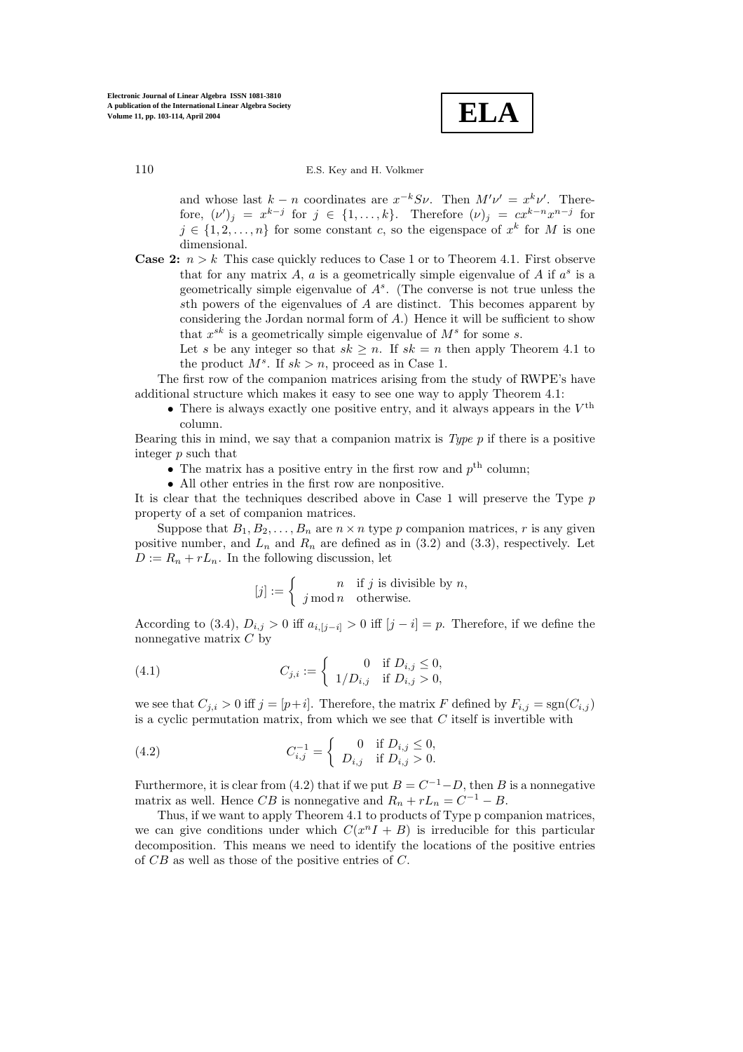and whose last $k-n$ coordinates are $x^{-k}S\nu$. Then $M'\nu' = x^k\nu'$. Therefore, $(\nu')_j = x^{k-j}$ for $j \in \{1,\ldots,k\}$. Therefore $(\nu)_j = cx^{k-n}x^{n-j}$ for $j \in \{1,2,\ldots,n\}$ for some constant $c$, so the eigenspace of $x^k$ for $M$ is one dimensional.

**Case 2:** $n > k$ This case quickly reduces to Case 1 or to Theorem 4.1. First observe that for any matrix $A$, $a$ is a geometrically simple eigenvalue of $A$ if $a^s$ is a geometrically simple eigenvalue of $A^s$. (The converse is not true unless the $s$th powers of the eigenvalues of $A$ are distinct. This becomes apparent by considering the Jordan normal form of $A$.) Hence it will be sufficient to show that $x^{sk}$ is a geometrically simple eigenvalue of $M^s$ for some $s$.

Let $s$ be any integer so that $sk \geq n$. If $sk = n$ then apply Theorem 4.1 to the product $M^s$. If $sk > n$, proceed as in Case 1.

The first row of the companion matrices arising from the study of RWPE's have additional structure which makes it easy to see one way to apply Theorem 4.1:

- There is always exactly one positive entry, and it always appears in the $V^{\text{th}}$ column.

Bearing this in mind, we say that a companion matrix is *Type p* if there is a positive integer $p$ such that

- The matrix has a positive entry in the first row and $p^{\text{th}}$ column;
- All other entries in the first row are nonpositive.

It is clear that the techniques described above in Case 1 will preserve the Type $p$ property of a set of companion matrices.

Suppose that $B_1, B_2, \ldots, B_n$ are $n \times n$ type $p$ companion matrices, $r$ is any given positive number, and $L_n$ and $R_n$ are defined as in (3.2) and (3.3), respectively. Let $D := R_n + rL_n$. In the following discussion, let

$$[j] := \begin{cases} n & \text{if } j \text{ is divisible by } n, \\ j \bmod n & \text{otherwise.} \end{cases}$$

According to (3.4), $D_{i,j} > 0$ iff $a_{i,[j-i]} > 0$ iff $[j-i] = p$. Therefore, if we define the nonnegative matrix $C$ by

$$C_{j,i} := \begin{cases} 0 & \text{if } D_{i,j} \leq 0, \\ 1/D_{i,j} & \text{if } D_{i,j} > 0, \end{cases} \tag{4.1}$$

we see that $C_{j,i} > 0$ iff $j = [p+i]$. Therefore, the matrix $F$ defined by $F_{i,j} = \operatorname{sgn}(C_{i,j})$ is a cyclic permutation matrix, from which we see that $C$ itself is invertible with

$$C^{-1}_{i,j} = \begin{cases} 0 & \text{if } D_{i,j} \leq 0, \\ D_{i,j} & \text{if } D_{i,j} > 0. \end{cases} \tag{4.2}$$

Furthermore, it is clear from (4.2) that if we put $B = C^{-1} - D$, then $B$ is a nonnegative matrix as well. Hence $CB$ is nonnegative and $R_n + rL_n = C^{-1} - B$.

Thus, if we want to apply Theorem 4.1 to products of Type p companion matrices, we can give conditions under which $C(x^nI + B)$ is irreducible for this particular decomposition. This means we need to identify the locations of the positive entries of $CB$ as well as those of the positive entries of $C$.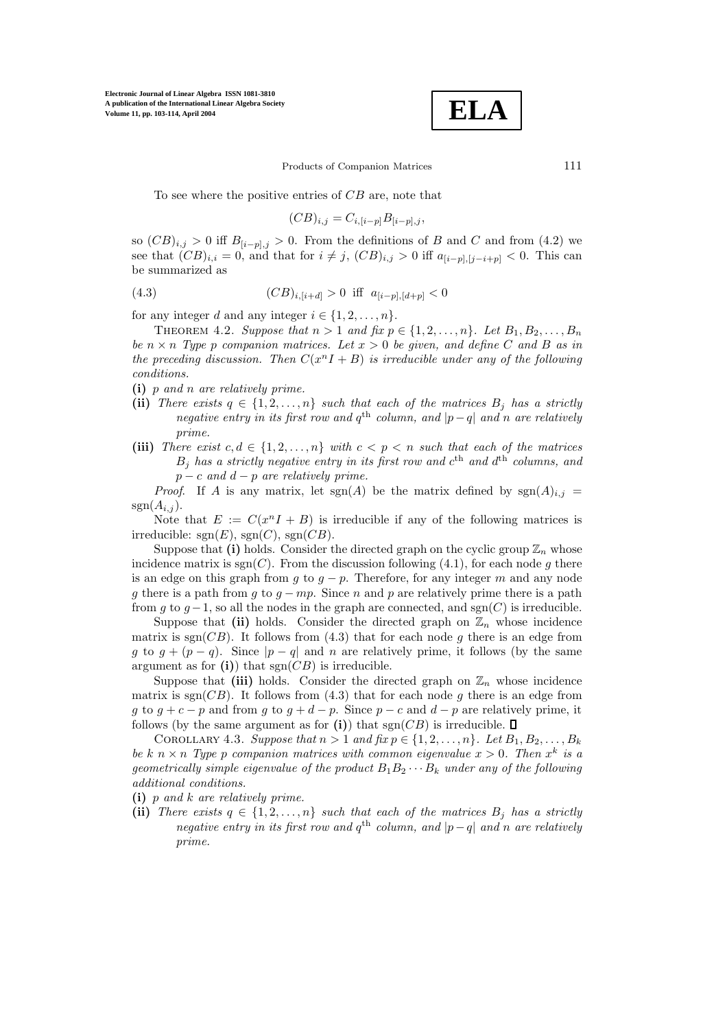To see where the positive entries of $CB$ are, note that

$$(CB)_{i,j} = C_{i,[i-p]} B_{[i-p],j},$$

so $(CB)_{i,j} > 0$ iff $B_{[i-p],j} > 0$. From the definitions of $B$ and $C$ and from (4.2) we see that $(CB)_{i,i} = 0$, and that for $i \neq j$, $(CB)_{i,j} > 0$ iff $a_{[i-p],[j-i+p]} < 0$. This can be summarized as

$$(CB)_{i,[i+d]} > 0 \text{ iff } a_{[i-p],[d+p]} < 0 \tag{4.3}$$

for any integer $d$ and any integer $i \in \{1, 2, \ldots, n\}$.

Theorem 4.2. *Suppose that $n > 1$ and fix $p \in \{1, 2, \ldots, n\}$. Let $B_1, B_2, \ldots, B_n$ be $n \times n$ Type $p$ companion matrices. Let $x > 0$ be given, and define $C$ and $B$ as in the preceding discussion. Then $C(x^n I + B)$ is irreducible under any of the following conditions.*

**(i)** *$p$ and $n$ are relatively prime.*

**(ii)** *There exists $q \in \{1, 2, \ldots, n\}$ such that each of the matrices $B_j$ has a strictly negative entry in its first row and $q^{\text{th}}$ column, and $|p - q|$ and $n$ are relatively prime.*

**(iii)** *There exist $c, d \in \{1, 2, \ldots, n\}$ with $c < p < n$ such that each of the matrices $B_j$ has a strictly negative entry in its first row and $c^{\text{th}}$ and $d^{\text{th}}$ columns, and $p - c$ and $d - p$ are relatively prime.*

*Proof.* If $A$ is any matrix, let $\text{sgn}(A)$ be the matrix defined by $\text{sgn}(A)_{i,j} = \text{sgn}(A_{i,j})$.

Note that $E := C(x^n I + B)$ is irreducible if any of the following matrices is irreducible: $\text{sgn}(E)$, $\text{sgn}(C)$, $\text{sgn}(CB)$.

Suppose that **(i)** holds. Consider the directed graph on the cyclic group $\mathbb{Z}_n$ whose incidence matrix is $\text{sgn}(C)$. From the discussion following (4.1), for each node $g$ there is an edge on this graph from $g$ to $g - p$. Therefore, for any integer $m$ and any node $g$ there is a path from $g$ to $g - mp$. Since $n$ and $p$ are relatively prime there is a path from $g$ to $g - 1$, so all the nodes in the graph are connected, and $\text{sgn}(C)$ is irreducible.

Suppose that **(ii)** holds. Consider the directed graph on $\mathbb{Z}_n$ whose incidence matrix is $\text{sgn}(CB)$. It follows from (4.3) that for each node $g$ there is an edge from $g$ to $g + (p - q)$. Since $|p - q|$ and $n$ are relatively prime, it follows (by the same argument as for **(i)**) that $\text{sgn}(CB)$ is irreducible.

Suppose that **(iii)** holds. Consider the directed graph on $\mathbb{Z}_n$ whose incidence matrix is $\text{sgn}(CB)$. It follows from (4.3) that for each node $g$ there is an edge from $g$ to $g + c - p$ and from $g$ to $g + d - p$. Since $p - c$ and $d - p$ are relatively prime, it follows (by the same argument as for **(i)**) that $\text{sgn}(CB)$ is irreducible. ∎

Corollary 4.3. *Suppose that $n > 1$ and fix $p \in \{1, 2, \ldots, n\}$. Let $B_1, B_2, \ldots, B_k$ be $k$ $n \times n$ Type $p$ companion matrices with common eigenvalue $x > 0$. Then $x^k$ is a geometrically simple eigenvalue of the product $B_1 B_2 \cdots B_k$ under any of the following additional conditions.*

**(i)** *$p$ and $k$ are relatively prime.*

**(ii)** *There exists $q \in \{1, 2, \ldots, n\}$ such that each of the matrices $B_j$ has a strictly negative entry in its first row and $q^{\text{th}}$ column, and $|p - q|$ and $n$ are relatively prime.*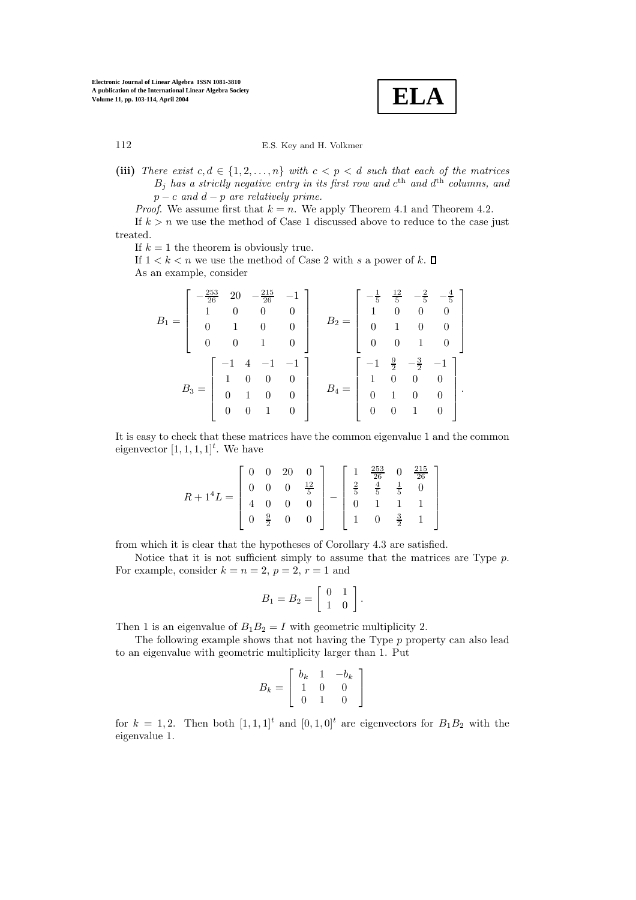**(iii)** *There exist $c, d \in \{1, 2, \ldots, n\}$ with $c < p < d$ such that each of the matrices $B_j$ has a strictly negative entry in its first row and $c^{\text{th}}$ and $d^{\text{th}}$ columns, and $p - c$ and $d - p$ are relatively prime.*

*Proof.* We assume first that $k = n$. We apply Theorem 4.1 and Theorem 4.2.

If $k > n$ we use the method of Case 1 discussed above to reduce to the case just treated.

If $k = 1$ the theorem is obviously true.

If $1 < k < n$ we use the method of Case 2 with $s$ a power of $k$. □

As an example, consider

$$B_1 = \begin{bmatrix} -\frac{253}{26} & 20 & -\frac{215}{26} & -1 \\ 1 & 0 & 0 & 0 \\ 0 & 1 & 0 & 0 \\ 0 & 0 & 1 & 0 \end{bmatrix} \quad B_2 = \begin{bmatrix} -\frac{1}{5} & \frac{12}{5} & -\frac{2}{5} & -\frac{4}{5} \\ 1 & 0 & 0 & 0 \\ 0 & 1 & 0 & 0 \\ 0 & 0 & 1 & 0 \end{bmatrix}$$

$$B_3 = \begin{bmatrix} -1 & 4 & -1 & -1 \\ 1 & 0 & 0 & 0 \\ 0 & 1 & 0 & 0 \\ 0 & 0 & 1 & 0 \end{bmatrix} \quad B_4 = \begin{bmatrix} -1 & \frac{9}{2} & -\frac{3}{2} & -1 \\ 1 & 0 & 0 & 0 \\ 0 & 1 & 0 & 0 \\ 0 & 0 & 1 & 0 \end{bmatrix}.$$

It is easy to check that these matrices have the common eigenvalue 1 and the common eigenvector $[1, 1, 1, 1]^t$. We have

$$R + 1^4 L = \begin{bmatrix} 0 & 0 & 20 & 0 \\ 0 & 0 & 0 & \frac{12}{5} \\ 4 & 0 & 0 & 0 \\ 0 & \frac{9}{2} & 0 & 0 \end{bmatrix} - \begin{bmatrix} 1 & \frac{253}{26} & 0 & \frac{215}{26} \\ \frac{2}{5} & \frac{4}{5} & \frac{1}{5} & 0 \\ 0 & 1 & 1 & 1 \\ 1 & 0 & \frac{3}{2} & 1 \end{bmatrix}$$

from which it is clear that the hypotheses of Corollary 4.3 are satisfied.

Notice that it is not sufficient simply to assume that the matrices are Type $p$. For example, consider $k = n = 2$, $p = 2$, $r = 1$ and

$$B_1 = B_2 = \begin{bmatrix} 0 & 1 \\ 1 & 0 \end{bmatrix}.$$

Then 1 is an eigenvalue of $B_1 B_2 = I$ with geometric multiplicity 2.

The following example shows that not having the Type $p$ property can also lead to an eigenvalue with geometric multiplicity larger than 1. Put

$$B_k = \begin{bmatrix} b_k & 1 & -b_k \\ 1 & 0 & 0 \\ 0 & 1 & 0 \end{bmatrix}$$

for $k = 1, 2$. Then both $[1, 1, 1]^t$ and $[0, 1, 0]^t$ are eigenvectors for $B_1 B_2$ with the eigenvalue 1.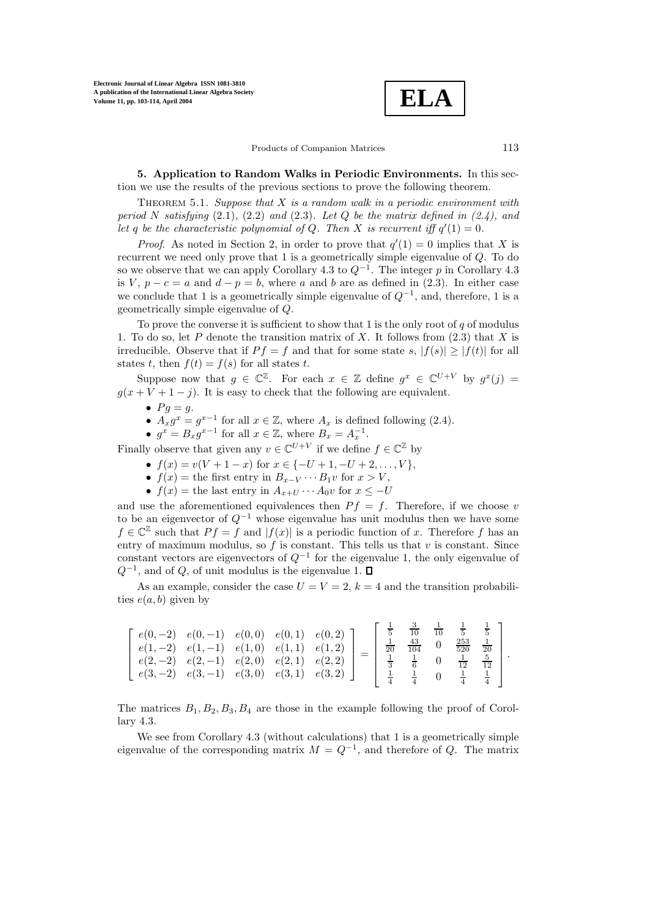**5. Application to Random Walks in Periodic Environments.** In this section we use the results of the previous sections to prove the following theorem.

Theorem 5.1. *Suppose that $X$ is a random walk in a periodic environment with period $N$ satisfying* (2.1), (2.2) *and* (2.3). *Let $Q$ be the matrix defined in (2.4), and let $q$ be the characteristic polynomial of $Q$. Then $X$ is recurrent iff $q'(1) = 0$.*

*Proof.* As noted in Section 2, in order to prove that $q'(1) = 0$ implies that $X$ is recurrent we need only prove that 1 is a geometrically simple eigenvalue of $Q$. To do so we observe that we can apply Corollary 4.3 to $Q^{-1}$. The integer $p$ in Corollary 4.3 is $V$, $p - c = a$ and $d - p = b$, where $a$ and $b$ are as defined in (2.3). In either case we conclude that 1 is a geometrically simple eigenvalue of $Q^{-1}$, and, therefore, 1 is a geometrically simple eigenvalue of $Q$.

To prove the converse it is sufficient to show that 1 is the only root of $q$ of modulus 1. To do so, let $P$ denote the transition matrix of $X$. It follows from (2.3) that $X$ is irreducible. Observe that if $Pf = f$ and that for some state $s$, $|f(s)| \geq |f(t)|$ for all states $t$, then $f(t) = f(s)$ for all states $t$.

Suppose now that $g \in \mathbb{C}^{\mathbb{Z}}$. For each $x \in \mathbb{Z}$ define $g^x \in \mathbb{C}^{U+V}$ by $g^x(j) = g(x + V + 1 - j)$. It is easy to check that the following are equivalent.

- $Pg = g$.
- $A_x g^x = g^{x-1}$ for all $x \in \mathbb{Z}$, where $A_x$ is defined following (2.4).
- $g^x = B_x g^{x-1}$ for all $x \in \mathbb{Z}$, where $B_x = A_x^{-1}$.

Finally observe that given any $v \in \mathbb{C}^{U+V}$ if we define $f \in \mathbb{C}^{\mathbb{Z}}$ by

- $f(x) = v(V + 1 - x)$ for $x \in \{-U + 1, -U + 2, \ldots, V\}$,
- $f(x) =$ the first entry in $B_{x-V} \cdots B_1 v$ for $x > V$,
- $f(x) =$ the last entry in $A_{x+U} \cdots A_0 v$ for $x \leq -U$

and use the aforementioned equivalences then $Pf = f$. Therefore, if we choose $v$ to be an eigenvector of $Q^{-1}$ whose eigenvalue has unit modulus then we have some $f \in \mathbb{C}^{\mathbb{Z}}$ such that $Pf = f$ and $|f(x)|$ is a periodic function of $x$. Therefore $f$ has an entry of maximum modulus, so $f$ is constant. This tells us that $v$ is constant. Since constant vectors are eigenvectors of $Q^{-1}$ for the eigenvalue 1, the only eigenvalue of $Q^{-1}$, and of $Q$, of unit modulus is the eigenvalue 1. $\square$

As an example, consider the case $U = V = 2$, $k = 4$ and the transition probabilities $e(a, b)$ given by

$$\begin{bmatrix} e(0,-2) & e(0,-1) & e(0,0) & e(0,1) & e(0,2) \\ e(1,-2) & e(1,-1) & e(1,0) & e(1,1) & e(1,2) \\ e(2,-2) & e(2,-1) & e(2,0) & e(2,1) & e(2,2) \\ e(3,-2) & e(3,-1) & e(3,0) & e(3,1) & e(3,2) \end{bmatrix} = \begin{bmatrix} \frac{1}{5} & \frac{3}{10} & \frac{1}{10} & \frac{1}{5} & \frac{1}{5} \\ \frac{1}{20} & \frac{43}{104} & 0 & \frac{253}{520} & \frac{1}{20} \\ \frac{1}{3} & \frac{1}{6} & 0 & \frac{1}{12} & \frac{5}{12} \\ \frac{1}{4} & \frac{1}{4} & 0 & \frac{1}{4} & \frac{1}{4} \end{bmatrix}.$$

The matrices $B_1, B_2, B_3, B_4$ are those in the example following the proof of Corollary 4.3.

We see from Corollary 4.3 (without calculations) that 1 is a geometrically simple eigenvalue of the corresponding matrix $M = Q^{-1}$, and therefore of $Q$. The matrix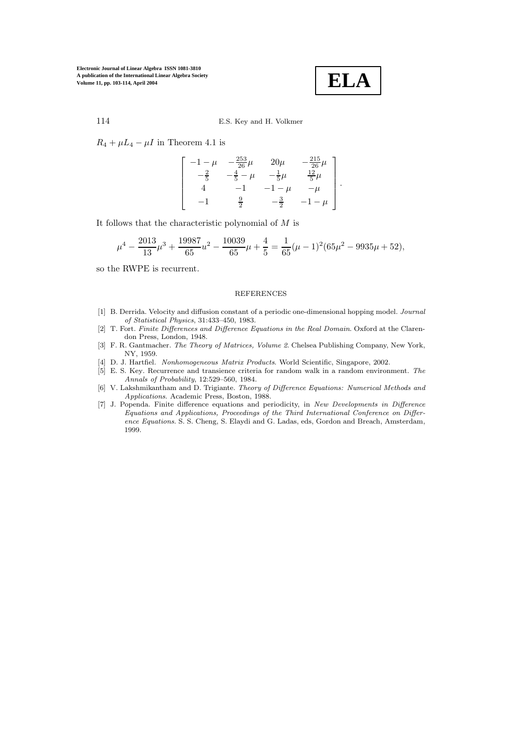$R_4 + \mu L_4 - \mu I$ in Theorem 4.1 is

$$\begin{bmatrix} -1-\mu & -\frac{253}{26}\mu & 20\mu & -\frac{215}{26}\mu \\ -\frac{2}{5} & -\frac{4}{5}-\mu & -\frac{1}{5}\mu & \frac{12}{5}\mu \\ 4 & -1 & -1-\mu & -\mu \\ -1 & \frac{9}{2} & -\frac{3}{2} & -1-\mu \end{bmatrix}.$$

It follows that the characteristic polynomial of $M$ is

$$\mu^4 - \frac{2013}{13}\mu^3 + \frac{19987}{65}u^2 - \frac{10039}{65}\mu + \frac{4}{5} = \frac{1}{65}(\mu-1)^2(65\mu^2 - 9935\mu + 52),$$

so the RWPE is recurrent.

## REFERENCES

[1] B. Derrida. Velocity and diffusion constant of a periodic one-dimensional hopping model. *Journal of Statistical Physics*, 31:433–450, 1983.

[2] T. Fort. *Finite Differences and Difference Equations in the Real Domain*. Oxford at the Clarendon Press, London, 1948.

[3] F. R. Gantmacher. *The Theory of Matrices, Volume 2*. Chelsea Publishing Company, New York, NY, 1959.

[4] D. J. Hartfiel. *Nonhomogeneous Matrix Products*. World Scientific, Singapore, 2002.

[5] E. S. Key. Recurrence and transience criteria for random walk in a random environment. *The Annals of Probability*, 12:529–560, 1984.

[6] V. Lakshmikantham and D. Trigiante. *Theory of Difference Equations: Numerical Methods and Applications*. Academic Press, Boston, 1988.

[7] J. Popenda. Finite difference equations and periodicity, in *New Developments in Difference Equations and Applications, Proceedings of the Third International Conference on Difference Equations*. S. S. Cheng, S. Elaydi and G. Ladas, eds, Gordon and Breach, Amsterdam, 1999.